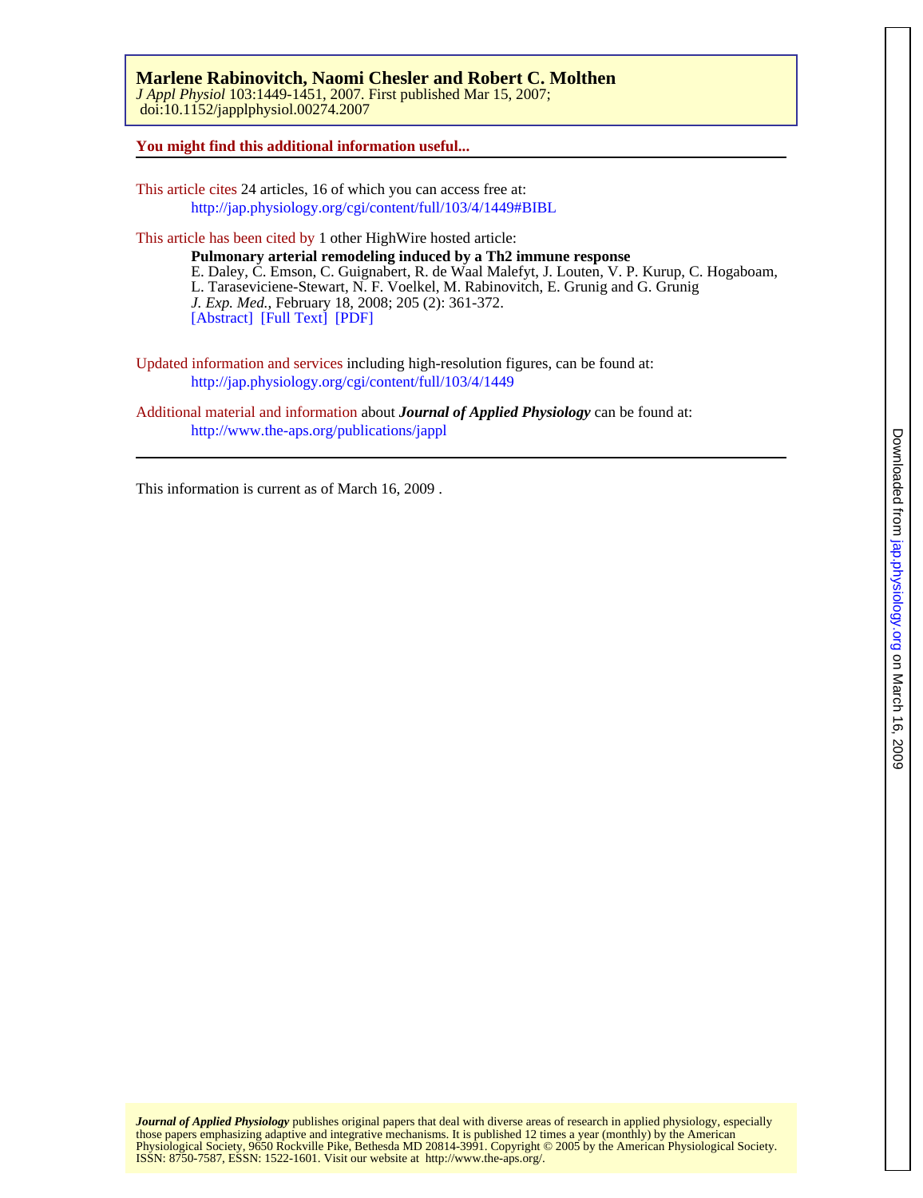**Marlene Rabinovitch, Naomi Chesler and Robert C. Molthen**
*J Appl Physiol* 103:1449-1451, 2007. First published Mar 15, 2007;
doi:10.1152/japplphysiol.00274.2007

**You might find this additional information useful...**

This article cites 24 articles, 16 of which you can access free at:
http://jap.physiology.org/cgi/content/full/103/4/1449#BIBL

This article has been cited by 1 other HighWire hosted article:

**Pulmonary arterial remodeling induced by a Th2 immune response**
E. Daley, C. Emson, C. Guignabert, R. de Waal Malefyt, J. Louten, V. P. Kurup, C. Hogaboam, L. Taraseviciene-Stewart, N. F. Voelkel, M. Rabinovitch, E. Grunig and G. Grunig
*J. Exp. Med.*, February 18, 2008; 205 (2): 361-372.
[Abstract] [Full Text] [PDF]

Updated information and services including high-resolution figures, can be found at:
http://jap.physiology.org/cgi/content/full/103/4/1449

Additional material and information about ***Journal of Applied Physiology*** can be found at:
http://www.the-aps.org/publications/jappl

This information is current as of March 16, 2009 .

***Journal of Applied Physiology*** publishes original papers that deal with diverse areas of research in applied physiology, especially those papers emphasizing adaptive and integrative mechanisms. It is published 12 times a year (monthly) by the American Physiological Society, 9650 Rockville Pike, Bethesda MD 20814-3991. Copyright © 2005 by the American Physiological Society. ISSN: 8750-7587, ESSN: 1522-1601. Visit our website at http://www.the-aps.org/.

Downloaded from jap.physiology.org on March 16, 2009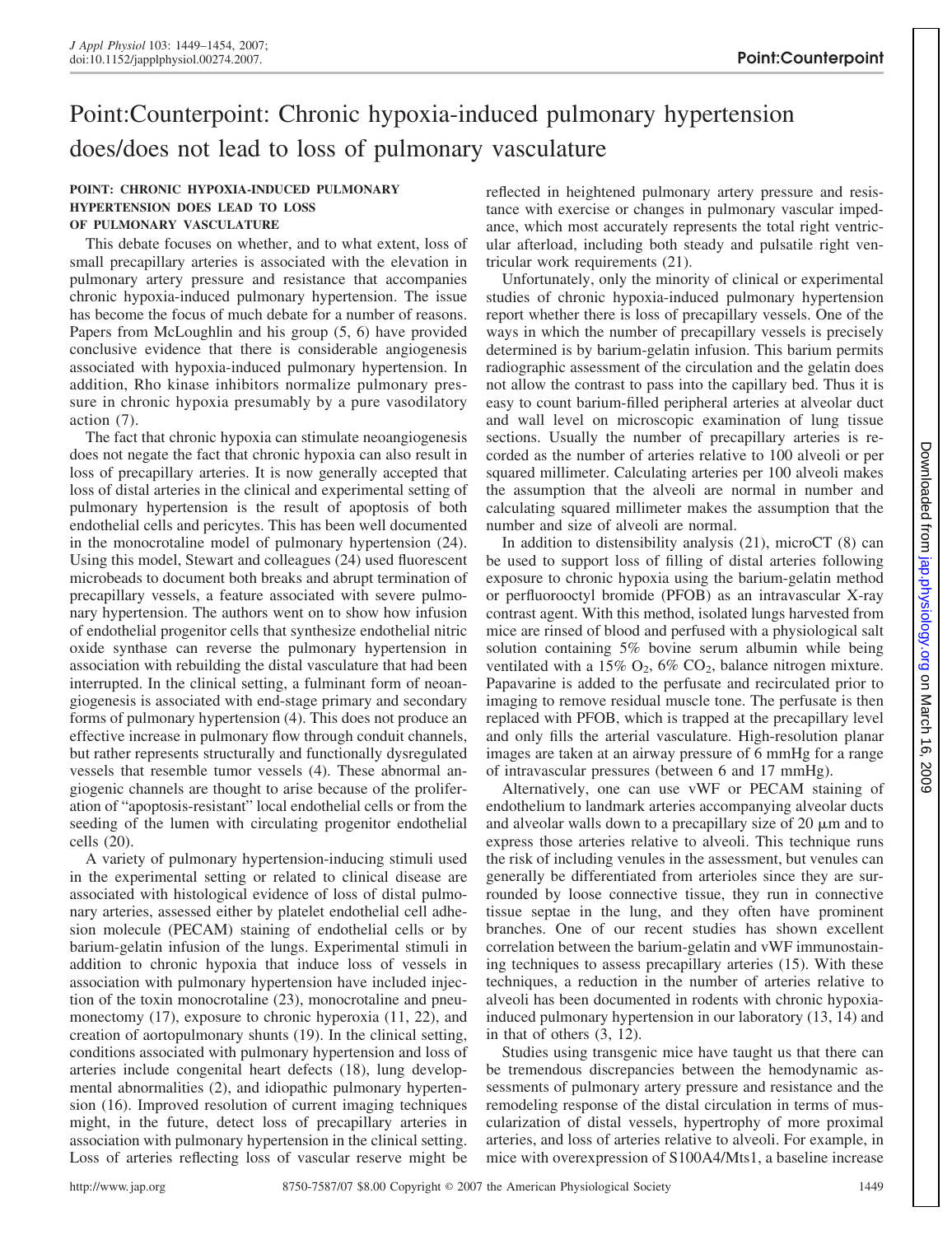# Point:Counterpoint: Chronic hypoxia-induced pulmonary hypertension does/does not lead to loss of pulmonary vasculature

## POINT: CHRONIC HYPOXIA-INDUCED PULMONARY HYPERTENSION DOES LEAD TO LOSS OF PULMONARY VASCULATURE

This debate focuses on whether, and to what extent, loss of small precapillary arteries is associated with the elevation in pulmonary artery pressure and resistance that accompanies chronic hypoxia-induced pulmonary hypertension. The issue has become the focus of much debate for a number of reasons. Papers from McLoughlin and his group (5, 6) have provided conclusive evidence that there is considerable angiogenesis associated with hypoxia-induced pulmonary hypertension. In addition, Rho kinase inhibitors normalize pulmonary pressure in chronic hypoxia presumably by a pure vasodilatory action (7).

The fact that chronic hypoxia can stimulate neoangiogenesis does not negate the fact that chronic hypoxia can also result in loss of precapillary arteries. It is now generally accepted that loss of distal arteries in the clinical and experimental setting of pulmonary hypertension is the result of apoptosis of both endothelial cells and pericytes. This has been well documented in the monocrotaline model of pulmonary hypertension (24). Using this model, Stewart and colleagues (24) used fluorescent microbeads to document both breaks and abrupt termination of precapillary vessels, a feature associated with severe pulmonary hypertension. The authors went on to show how infusion of endothelial progenitor cells that synthesize endothelial nitric oxide synthase can reverse the pulmonary hypertension in association with rebuilding the distal vasculature that had been interrupted. In the clinical setting, a fulminant form of neoangiogenesis is associated with end-stage primary and secondary forms of pulmonary hypertension (4). This does not produce an effective increase in pulmonary flow through conduit channels, but rather represents structurally and functionally dysregulated vessels that resemble tumor vessels (4). These abnormal angiogenic channels are thought to arise because of the proliferation of "apoptosis-resistant" local endothelial cells or from the seeding of the lumen with circulating progenitor endothelial cells (20).

A variety of pulmonary hypertension-inducing stimuli used in the experimental setting or related to clinical disease are associated with histological evidence of loss of distal pulmonary arteries, assessed either by platelet endothelial cell adhesion molecule (PECAM) staining of endothelial cells or by barium-gelatin infusion of the lungs. Experimental stimuli in addition to chronic hypoxia that induce loss of vessels in association with pulmonary hypertension have included injection of the toxin monocrotaline (23), monocrotaline and pneumonectomy (17), exposure to chronic hyperoxia (11, 22), and creation of aortopulmonary shunts (19). In the clinical setting, conditions associated with pulmonary hypertension and loss of arteries include congenital heart defects (18), lung developmental abnormalities (2), and idiopathic pulmonary hypertension (16). Improved resolution of current imaging techniques might, in the future, detect loss of precapillary arteries in association with pulmonary hypertension in the clinical setting. Loss of arteries reflecting loss of vascular reserve might be reflected in heightened pulmonary artery pressure and resistance with exercise or changes in pulmonary vascular impedance, which most accurately represents the total right ventricular afterload, including both steady and pulsatile right ventricular work requirements (21).

Unfortunately, only the minority of clinical or experimental studies of chronic hypoxia-induced pulmonary hypertension report whether there is loss of precapillary vessels. One of the ways in which the number of precapillary vessels is precisely determined is by barium-gelatin infusion. This barium permits radiographic assessment of the circulation and the gelatin does not allow the contrast to pass into the capillary bed. Thus it is easy to count barium-filled peripheral arteries at alveolar duct and wall level on microscopic examination of lung tissue sections. Usually the number of precapillary arteries is recorded as the number of arteries relative to 100 alveoli or per squared millimeter. Calculating arteries per 100 alveoli makes the assumption that the alveoli are normal in number and calculating squared millimeter makes the assumption that the number and size of alveoli are normal.

In addition to distensibility analysis (21), microCT (8) can be used to support loss of filling of distal arteries following exposure to chronic hypoxia using the barium-gelatin method or perfluorooctyl bromide (PFOB) as an intravascular X-ray contrast agent. With this method, isolated lungs harvested from mice are rinsed of blood and perfused with a physiological salt solution containing 5% bovine serum albumin while being ventilated with a 15% $O_2$, 6% $CO_2$, balance nitrogen mixture. Papaverine is added to the perfusate and recirculated prior to imaging to remove residual muscle tone. The perfusate is then replaced with PFOB, which is trapped at the precapillary level and only fills the arterial vasculature. High-resolution planar images are taken at an airway pressure of 6 mmHg for a range of intravascular pressures (between 6 and 17 mmHg).

Alternatively, one can use vWF or PECAM staining of endothelium to landmark arteries accompanying alveolar ducts and alveolar walls down to a precapillary size of 20 μm and to express those arteries relative to alveoli. This technique runs the risk of including venules in the assessment, but venules can generally be differentiated from arterioles since they are surrounded by loose connective tissue, they run in connective tissue septae in the lung, and they often have prominent branches. One of our recent studies has shown excellent correlation between the barium-gelatin and vWF immunostaining techniques to assess precapillary arteries (15). With these techniques, a reduction in the number of arteries relative to alveoli has been documented in rodents with chronic hypoxia-induced pulmonary hypertension in our laboratory (13, 14) and in that of others (3, 12).

Studies using transgenic mice have taught us that there can be tremendous discrepancies between the hemodynamic assessments of pulmonary artery pressure and resistance and the remodeling response of the distal circulation in terms of muscularization of distal vessels, hypertrophy of more proximal arteries, and loss of arteries relative to alveoli. For example, in mice with overexpression of S100A4/Mts1, a baseline increase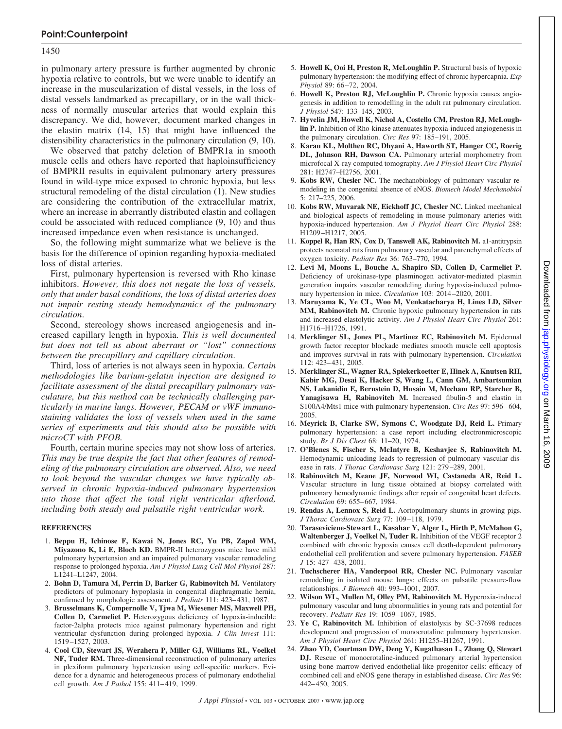in pulmonary artery pressure is further augmented by chronic hypoxia relative to controls, but we were unable to identify an increase in the muscularization of distal vessels, in the loss of distal vessels landmarked as precapillary, or in the wall thickness of normally muscular arteries that would explain this discrepancy. We did, however, document marked changes in the elastin matrix (14, 15) that might have influenced the distensibility characteristics in the pulmonary circulation (9, 10).

We observed that patchy deletion of BMPR1a in smooth muscle cells and others have reported that haploinsufficiency of BMPRII results in equivalent pulmonary artery pressures found in wild-type mice exposed to chronic hypoxia, but less structural remodeling of the distal circulation (1). New studies are considering the contribution of the extracellular matrix, where an increase in aberrantly distributed elastin and collagen could be associated with reduced compliance (9, 10) and thus increased impedance even when resistance is unchanged.

So, the following might summarize what we believe is the basis for the difference of opinion regarding hypoxia-mediated loss of distal arteries.

First, pulmonary hypertension is reversed with Rho kinase inhibitors. *However, this does not negate the loss of vessels, only that under basal conditions, the loss of distal arteries does not impair resting steady hemodynamics of the pulmonary circulation.*

Second, stereology shows increased angiogenesis and increased capillary length in hypoxia. *This is well documented but does not tell us about aberrant or "lost" connections between the precapillary and capillary circulation.*

Third, loss of arteries is not always seen in hypoxia. *Certain methodologies like barium-gelatin injection are designed to facilitate assessment of the distal precapillary pulmonary vasculature, but this method can be technically challenging particularly in murine lungs. However, PECAM or vWF immunostaining validates the loss of vessels when used in the same series of experiments and this should also be possible with microCT with PFOB.*

Fourth, certain murine species may not show loss of arteries. *This may be true despite the fact that other features of remodeling of the pulmonary circulation are observed. Also, we need to look beyond the vascular changes we have typically observed in chronic hypoxia-induced pulmonary hypertension into those that affect the total right ventricular afterload, including both steady and pulsatile right ventricular work.*

## REFERENCES

1. **Beppu H, Ichinose F, Kawai N, Jones RC, Yu PB, Zapol WM, Miyazono K, Li E, Bloch KD.** BMPR-II heterozygous mice have mild pulmonary hypertension and an impaired pulmonary vascular remodeling response to prolonged hypoxia. *Am J Physiol Lung Cell Mol Physiol* 287: L1241–L1247, 2004.
2. **Bohn D, Tamura M, Perrin D, Barker G, Rabinovitch M.** Ventilatory predictors of pulmonary hypoplasia in congenital diaphragmatic hernia, confirmed by morphologic assessment. *J Pediatr* 111: 423–431, 1987.
3. **Brusselmans K, Compernolle V, Tjwa M, Wiesener MS, Maxwell PH, Collen D, Carmeliet P.** Heterozygous deficiency of hypoxia-inducible factor-2alpha protects mice against pulmonary hypertension and right ventricular dysfunction during prolonged hypoxia. *J Clin Invest* 111: 1519–1527, 2003.
4. **Cool CD, Stewart JS, Werahera P, Miller GJ, Williams RL, Voelkel NF, Tuder RM.** Three-dimensional reconstruction of pulmonary arteries in plexiform pulmonary hypertension using cell-specific markers. Evidence for a dynamic and heterogeneous process of pulmonary endothelial cell growth. *Am J Pathol* 155: 411–419, 1999.
5. **Howell K, Ooi H, Preston R, McLoughlin P.** Structural basis of hypoxic pulmonary hypertension: the modifying effect of chronic hypercapnia. *Exp Physiol* 89: 66–72, 2004.
6. **Howell K, Preston RJ, McLoughlin P.** Chronic hypoxia causes angiogenesis in addition to remodelling in the adult rat pulmonary circulation. *J Physiol* 547: 133–145, 2003.
7. **Hyvelin JM, Howell K, Nichol A, Costello CM, Preston RJ, McLoughlin P.** Inhibition of Rho-kinase attenuates hypoxia-induced angiogenesis in the pulmonary circulation. *Circ Res* 97: 185–191, 2005.
8. **Karau KL, Molthen RC, Dhyani A, Haworth ST, Hanger CC, Roerig DL, Johnson RH, Dawson CA.** Pulmonary arterial morphometry from microfocal X-ray computed tomography. *Am J Physiol Heart Circ Physiol* 281: H2747–H2756, 2001.
9. **Kobs RW, Chesler NC.** The mechanobiology of pulmonary vascular remodeling in the congenital absence of eNOS. *Biomech Model Mechanobiol* 5: 217–225, 2006.
10. **Kobs RW, Muvarak NE, Eickhoff JC, Chesler NC.** Linked mechanical and biological aspects of remodeling in mouse pulmonary arteries with hypoxia-induced hypertension. *Am J Physiol Heart Circ Physiol* 288: H1209–H1217, 2005.
11. **Koppel R, Han RN, Cox D, Tanswell AK, Rabinovitch M.** a1-antitrypsin protects neonatal rats from pulmonary vascular and parenchymal effects of oxygen toxicity. *Pediatr Res* 36: 763–770, 1994.
12. **Levi M, Moons L, Bouche A, Shapiro SD, Collen D, Carmeliet P.** Deficiency of urokinase-type plasminogen activator-mediated plasmin generation impairs vascular remodeling during hypoxia-induced pulmonary hypertension in mice. *Circulation* 103: 2014–2020, 2001.
13. **Maruyama K, Ye CL, Woo M, Venkatacharya H, Lines LD, Silver MM, Rabinovitch M.** Chronic hypoxic pulmonary hypertension in rats and increased elastolytic activity. *Am J Physiol Heart Circ Physiol* 261: H1716–H1726, 1991.
14. **Merklinger SL, Jones PL, Martinez EC, Rabinovitch M.** Epidermal growth factor receptor blockade mediates smooth muscle cell apoptosis and improves survival in rats with pulmonary hypertension. *Circulation* 112: 423–431, 2005.
15. **Merklinger SL, Wagner RA, Spiekerkoetter E, Hinek A, Knutsen RH, Kabir MG, Desai K, Hacker S, Wang L, Cann GM, Ambartsumian NS, Lukanidin E, Bernstein D, Husain M, Mecham RP, Starcher B, Yanagisawa H, Rabinovitch M.** Increased fibulin-5 and elastin in S100A4/Mts1 mice with pulmonary hypertension. *Circ Res* 97: 596–604, 2005.
16. **Meyrick B, Clarke SW, Symons C, Woodgate DJ, Reid L.** Primary pulmonary hypertension: a case report including electronmicroscopic study. *Br J Dis Chest* 68: 11–20, 1974.
17. **O'Blenes S, Fischer S, McIntyre B, Keshavjee S, Rabinovitch M.** Hemodynamic unloading leads to regression of pulmonary vascular disease in rats. *J Thorac Cardiovasc Surg* 121: 279–289, 2001.
18. **Rabinovitch M, Keane JF, Norwood WI, Castaneda AR, Reid L.** Vascular structure in lung tissue obtained at biopsy correlated with pulmonary hemodynamic findings after repair of congenital heart defects. *Circulation* 69: 655–667, 1984.
19. **Rendas A, Lennox S, Reid L.** Aortopulmonary shunts in growing pigs. *J Thorac Cardiovasc Surg* 77: 109–118, 1979.
20. **Taraseviciene-Stewart L, Kasahar Y, Alger L, Hirth P, McMahon G, Waltenberger J, Voelkel N, Tuder R.** Inhibition of the VEGF receptor 2 combined with chronic hypoxia causes cell death-dependent pulmonary endothelial cell proliferation and severe pulmonary hypertension. *FASEB J* 15: 427–438, 2001.
21. **Tuchscherer HA, Vanderpool RR, Chesler NC.** Pulmonary vascular remodeling in isolated mouse lungs: effects on pulsatile pressure-flow relationships. *J Biomech* 40: 993–1001, 2007.
22. **Wilson WL, Mullen M, Olley PM, Rabinovitch M.** Hyperoxia-induced pulmonary vascular and lung abnormalities in young rats and potential for recovery. *Pediatr Res* 19: 1059–1067, 1985.
23. **Ye C, Rabinovitch M.** Inhibition of elastolysis by SC-37698 reduces development and progression of monocrotaline pulmonary hypertension. *Am J Physiol Heart Circ Physiol* 261: H1255–H1267, 1991.
24. **Zhao YD, Courtman DW, Deng Y, Kugathasan L, Zhang Q, Stewart DJ.** Rescue of monocrotaline-induced pulmonary arterial hypertension using bone marrow-derived endothelial-like progenitor cells: efficacy of combined cell and eNOS gene therapy in established disease. *Circ Res* 96: 442–450, 2005.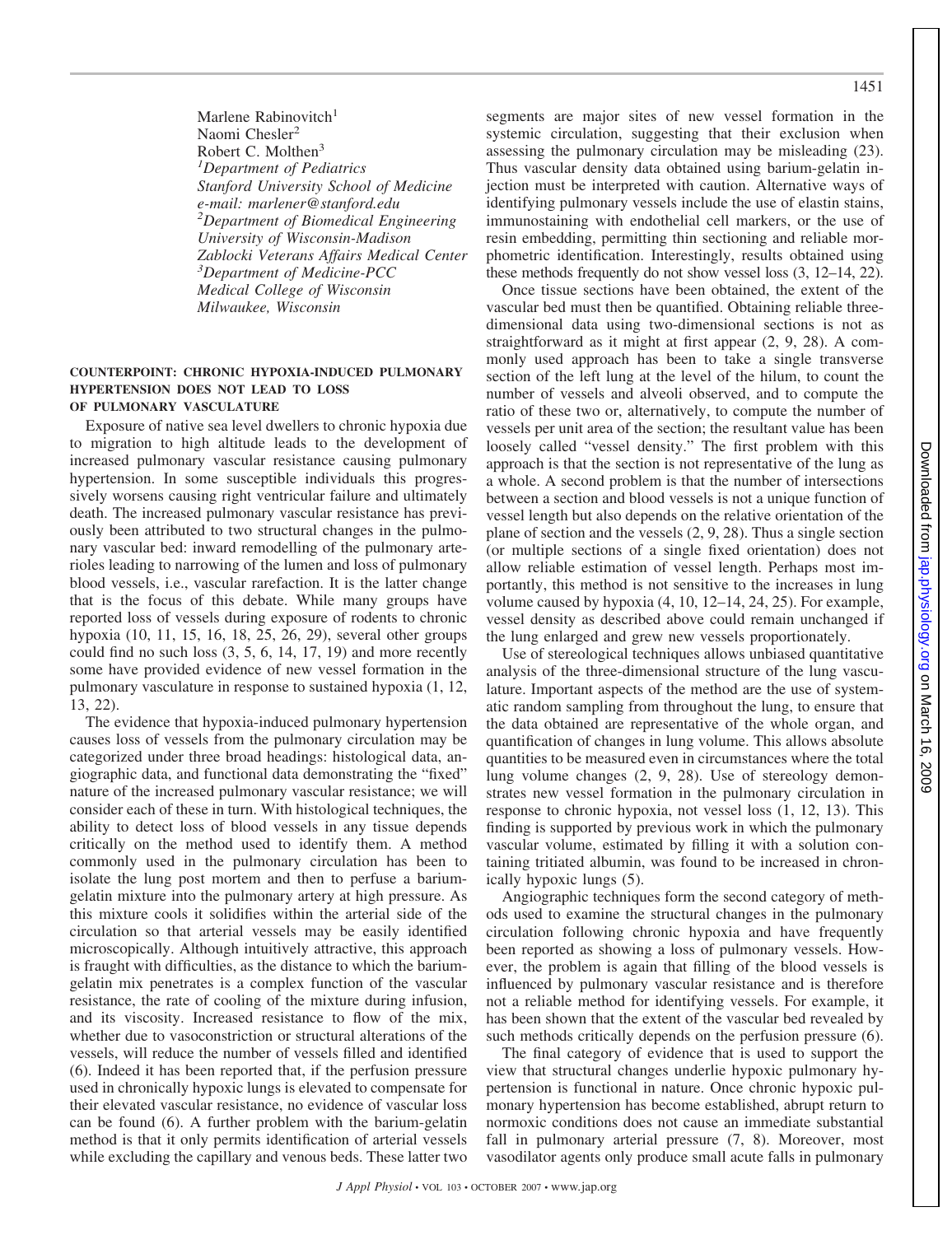Marlene Rabinovitch[1]
Naomi Chesler[2]
Robert C. Molthen[3]
[1]*Department of Pediatrics*
*Stanford University School of Medicine*
*e-mail: marlener@stanford.edu*
[2]*Department of Biomedical Engineering*
*University of Wisconsin-Madison*
*Zablocki Veterans Affairs Medical Center*
[3]*Department of Medicine-PCC*
*Medical College of Wisconsin*
*Milwaukee, Wisconsin*

## COUNTERPOINT: CHRONIC HYPOXIA-INDUCED PULMONARY HYPERTENSION DOES NOT LEAD TO LOSS OF PULMONARY VASCULATURE

Exposure of native sea level dwellers to chronic hypoxia due to migration to high altitude leads to the development of increased pulmonary vascular resistance causing pulmonary hypertension. In some susceptible individuals this progressively worsens causing right ventricular failure and ultimately death. The increased pulmonary vascular resistance has previously been attributed to two structural changes in the pulmonary vascular bed: inward remodelling of the pulmonary arterioles leading to narrowing of the lumen and loss of pulmonary blood vessels, i.e., vascular rarefaction. It is the latter change that is the focus of this debate. While many groups have reported loss of vessels during exposure of rodents to chronic hypoxia (10, 11, 15, 16, 18, 25, 26, 29), several other groups could find no such loss (3, 5, 6, 14, 17, 19) and more recently some have provided evidence of new vessel formation in the pulmonary vasculature in response to sustained hypoxia (1, 12, 13, 22).

The evidence that hypoxia-induced pulmonary hypertension causes loss of vessels from the pulmonary circulation may be categorized under three broad headings: histological data, angiographic data, and functional data demonstrating the "fixed" nature of the increased pulmonary vascular resistance; we will consider each of these in turn. With histological techniques, the ability to detect loss of blood vessels in any tissue depends critically on the method used to identify them. A method commonly used in the pulmonary circulation has been to isolate the lung post mortem and then to perfuse a barium-gelatin mixture into the pulmonary artery at high pressure. As this mixture cools it solidifies within the arterial side of the circulation so that arterial vessels may be easily identified microscopically. Although intuitively attractive, this approach is fraught with difficulties, as the distance to which the barium-gelatin mix penetrates is a complex function of the vascular resistance, the rate of cooling of the mixture during infusion, and its viscosity. Increased resistance to flow of the mix, whether due to vasoconstriction or structural alterations of the vessels, will reduce the number of vessels filled and identified (6). Indeed it has been reported that, if the perfusion pressure used in chronically hypoxic lungs is elevated to compensate for their elevated vascular resistance, no evidence of vascular loss can be found (6). A further problem with the barium-gelatin method is that it only permits identification of arterial vessels while excluding the capillary and venous beds. These latter two segments are major sites of new vessel formation in the systemic circulation, suggesting that their exclusion when assessing the pulmonary circulation may be misleading (23). Thus vascular density data obtained using barium-gelatin injection must be interpreted with caution. Alternative ways of identifying pulmonary vessels include the use of elastin stains, immunostaining with endothelial cell markers, or the use of resin embedding, permitting thin sectioning and reliable morphometric identification. Interestingly, results obtained using these methods frequently do not show vessel loss (3, 12–14, 22).

Once tissue sections have been obtained, the extent of the vascular bed must then be quantified. Obtaining reliable three-dimensional data using two-dimensional sections is not as straightforward as it might at first appear (2, 9, 28). A commonly used approach has been to take a single transverse section of the left lung at the level of the hilum, to count the number of vessels and alveoli observed, and to compute the ratio of these two or, alternatively, to compute the number of vessels per unit area of the section; the resultant value has been loosely called "vessel density." The first problem with this approach is that the section is not representative of the lung as a whole. A second problem is that the number of intersections between a section and blood vessels is not a unique function of vessel length but also depends on the relative orientation of the plane of section and the vessels (2, 9, 28). Thus a single section (or multiple sections of a single fixed orientation) does not allow reliable estimation of vessel length. Perhaps most importantly, this method is not sensitive to the increases in lung volume caused by hypoxia (4, 10, 12–14, 24, 25). For example, vessel density as described above could remain unchanged if the lung enlarged and grew new vessels proportionately.

Use of stereological techniques allows unbiased quantitative analysis of the three-dimensional structure of the lung vasculature. Important aspects of the method are the use of systematic random sampling from throughout the lung, to ensure that the data obtained are representative of the whole organ, and quantification of changes in lung volume. This allows absolute quantities to be measured even in circumstances where the total lung volume changes (2, 9, 28). Use of stereology demonstrates new vessel formation in the pulmonary circulation in response to chronic hypoxia, not vessel loss (1, 12, 13). This finding is supported by previous work in which the pulmonary vascular volume, estimated by filling it with a solution containing tritiated albumin, was found to be increased in chronically hypoxic lungs (5).

Angiographic techniques form the second category of methods used to examine the structural changes in the pulmonary circulation following chronic hypoxia and have frequently been reported as showing a loss of pulmonary vessels. However, the problem is again that filling of the blood vessels is influenced by pulmonary vascular resistance and is therefore not a reliable method for identifying vessels. For example, it has been shown that the extent of the vascular bed revealed by such methods critically depends on the perfusion pressure (6).

The final category of evidence that is used to support the view that structural changes underlie hypoxic pulmonary hypertension is functional in nature. Once chronic hypoxic pulmonary hypertension has become established, abrupt return to normoxic conditions does not cause an immediate substantial fall in pulmonary arterial pressure (7, 8). Moreover, most vasodilator agents only produce small acute falls in pulmonary